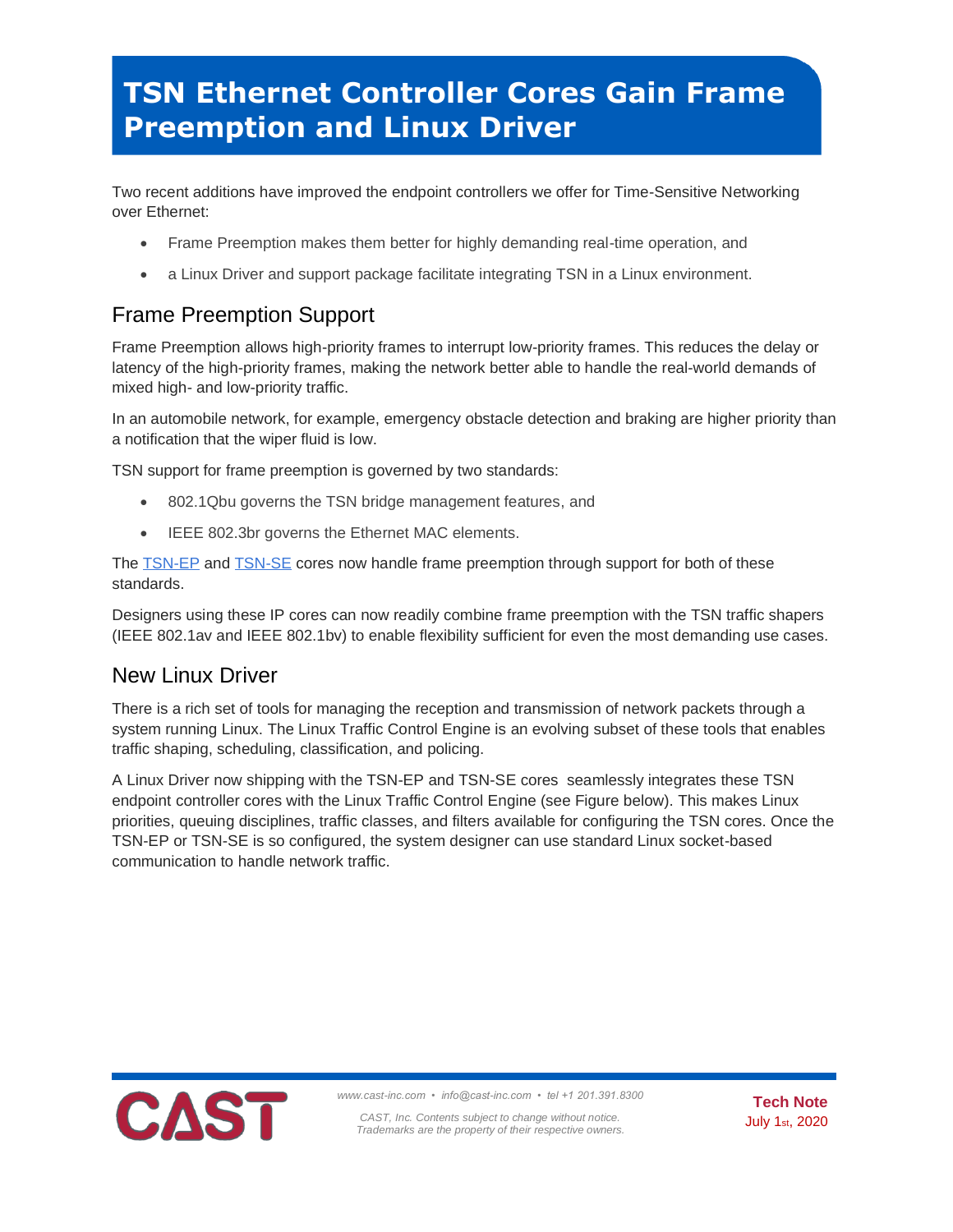# TSN Ethernet Controller Cores Gain Frame Preemption and Linux Driver

Two recent additions have improved the endpoint controllers we offer for Time-Sensitive Networking over Ethernet:

- Frame Preemption makes them better for highly demanding real-time operation, and
- a Linux Driver and support package facilitate integrating TSN in a Linux environment.

## Frame Preemption Support

Frame Preemption allows high-priority frames to interrupt low-priority frames. This reduces the delay or latency of the high-priority frames, making the network better able to handle the real-world demands of mixed high- and low-priority traffic.

In an automobile network, for example, emergency obstacle detection and braking are higher priority than a notification that the wiper fluid is low.

TSN support for frame preemption is governed by two standards:

- 802.1Qbu governs the TSN bridge management features, and
- IEEE 802.3br governs the Ethernet MAC elements.

The TSN-EP and TSN-SE cores now handle frame preemption through support for both of these standards.

Designers using these IP cores can now readily combine frame preemption with the TSN traffic shapers (IEEE 802.1av and IEEE 802.1bv) to enable flexibility sufficient for even the most demanding use cases.

## New Linux Driver

There is a rich set of tools for managing the reception and transmission of network packets through a system running Linux. The Linux Traffic Control Engine is an evolving subset of these tools that enables traffic shaping, scheduling, classification, and policing.

A Linux Driver now shipping with the TSN-EP and TSN-SE cores seamlessly integrates these TSN endpoint controller cores with the Linux Traffic Control Engine (see Figure below). This makes Linux priorities, queuing disciplines, traffic classes, and filters available for configuring the TSN cores. Once the TSN-EP or TSN-SE is so configured, the system designer can use standard Linux socket-based communication to handle network traffic.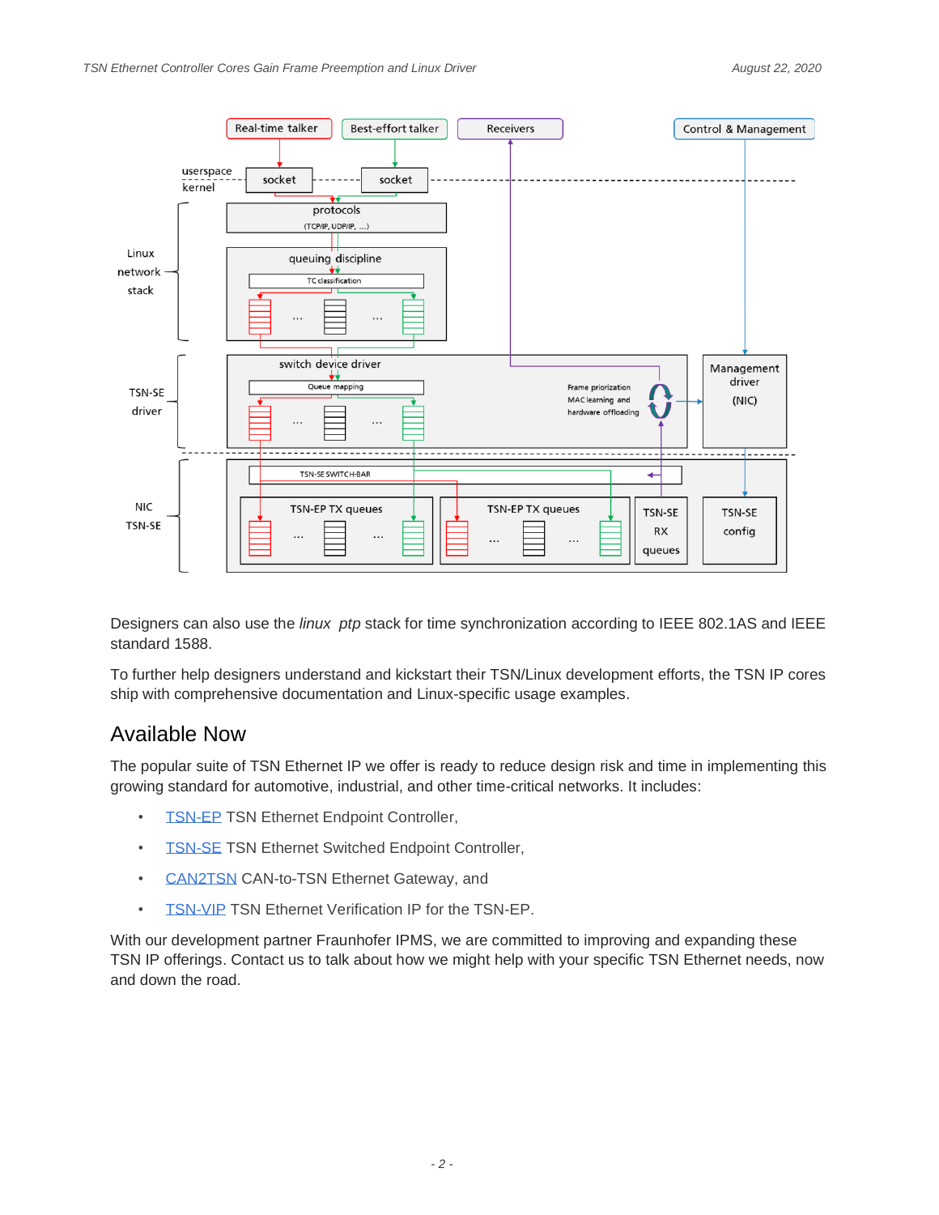Real-time talker

Best-effort talker

Receivers

Control & Management

userspace

kernel

socket

socket

Linux network stack

protocols

(TCP/IP, UDP/IP, ...)

queuing discipline

TC classification

TSN-SE driver

switch device driver

Queue mapping

Frame priorization MAC learning and hardware offloading

Management driver (NIC)

NIC TSN-SE

TSN-SE SWITCH-BAR

TSN-EP TX queues

TSN-EP TX queues

TSN-SE RX queues

TSN-SE config

Designers can also use the *linux ptp* stack for time synchronization according to IEEE 802.1AS and IEEE standard 1588.

To further help designers understand and kickstart their TSN/Linux development efforts, the TSN IP cores ship with comprehensive documentation and Linux-specific usage examples.

## Available Now

The popular suite of TSN Ethernet IP we offer is ready to reduce design risk and time in implementing this growing standard for automotive, industrial, and other time-critical networks. It includes:

- TSN-EP TSN Ethernet Endpoint Controller,
- TSN-SE TSN Ethernet Switched Endpoint Controller,
- CAN2TSN CAN-to-TSN Ethernet Gateway, and
- TSN-VIP TSN Ethernet Verification IP for the TSN-EP.

With our development partner Fraunhofer IPMS, we are committed to improving and expanding these TSN IP offerings. Contact us to talk about how we might help with your specific TSN Ethernet needs, now and down the road.